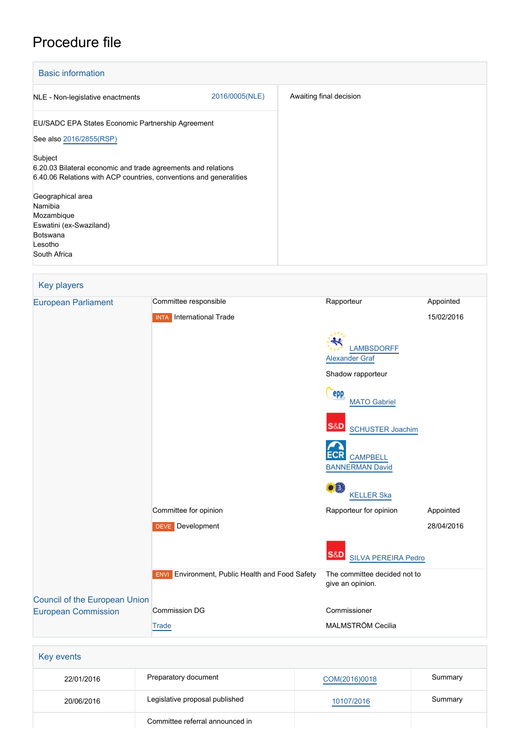# Procedure file

## Basic information

| | |
|---|---|
| NLE - Non-legislative enactments 2016/0005(NLE) | Awaiting final decision |
| EU/SADC EPA States Economic Partnership Agreement<br>See also 2016/2855(RSP)<br><br>Subject<br>6.20.03 Bilateral economic and trade agreements and relations<br>6.40.06 Relations with ACP countries, conventions and generalities<br><br>Geographical area<br>Namibia<br>Mozambique<br>Eswatini (ex-Swaziland)<br>Botswana<br>Lesotho<br>South Africa | |

## Key players

| | | | |
|---|---|---|---|
| European Parliament | Committee responsible | Rapporteur | Appointed |
| | INTA International Trade | | 15/02/2016 |
| | | LAMBSDORFF Alexander Graf | |
| | | Shadow rapporteur | |
| | | MATO Gabriel | |
| | | SCHUSTER Joachim | |
| | | CAMPBELL BANNERMAN David | |
| | | KELLER Ska | |
| | Committee for opinion | Rapporteur for opinion | Appointed |
| | DEVE Development | | 28/04/2016 |
| | | SILVA PEREIRA Pedro | |
| | ENVI Environment, Public Health and Food Safety | The committee decided not to give an opinion. | |
| Council of the European Union | | | |
| European Commission | Commission DG | Commissioner | |
| | Trade | MALMSTRÖM Cecilia | |

## Key events

| | | | |
|---|---|---|---|
| 22/01/2016 | Preparatory document | COM(2016)0018 | Summary |
| 20/06/2016 | Legislative proposal published | 10107/2016 | Summary |
| | Committee referral announced in | | |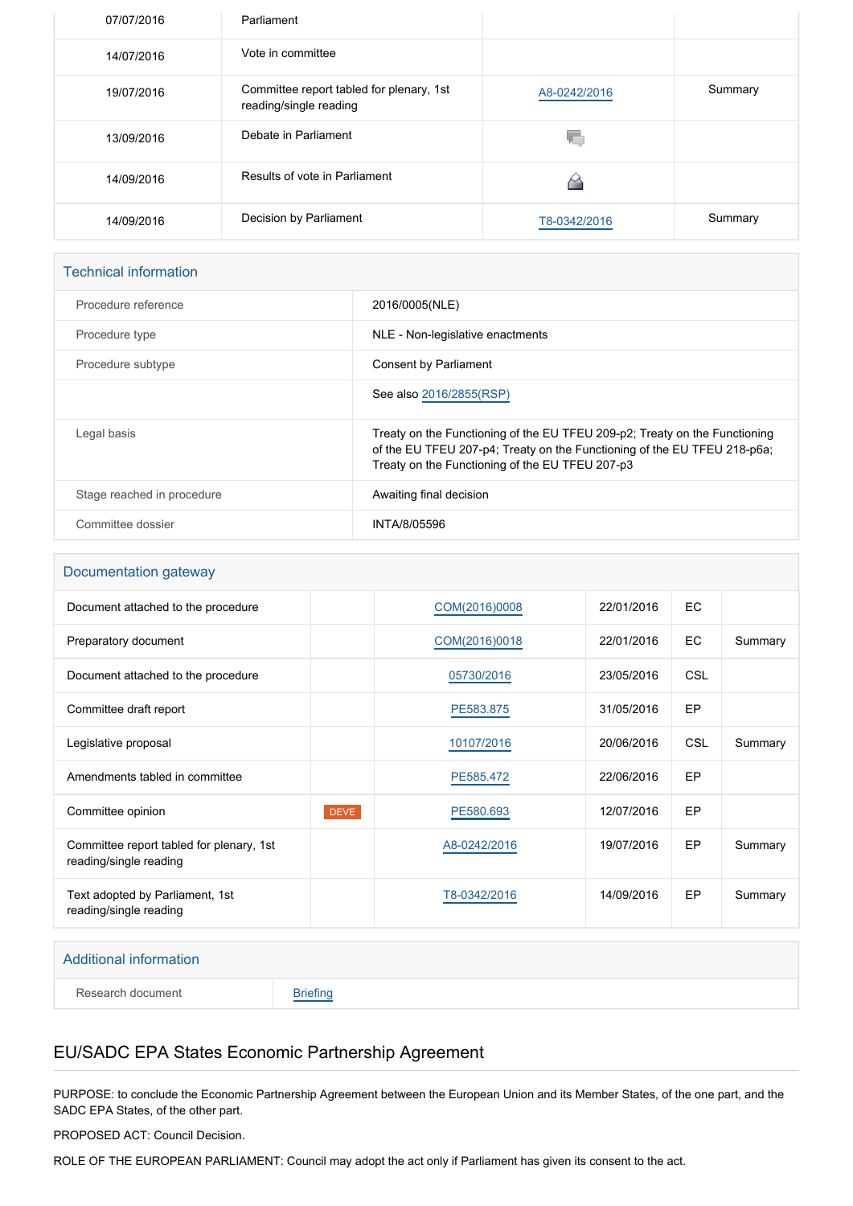| | | | |
|---|---|---|---|
| 07/07/2016 | Parliament | | |
| 14/07/2016 | Vote in committee | | |
| 19/07/2016 | Committee report tabled for plenary, 1st reading/single reading | A8-0242/2016 | Summary |
| 13/09/2016 | Debate in Parliament | | |
| 14/09/2016 | Results of vote in Parliament | | |
| 14/09/2016 | Decision by Parliament | T8-0342/2016 | Summary |

## Technical information

| | |
|---|---|
| Procedure reference | 2016/0005(NLE) |
| Procedure type | NLE - Non-legislative enactments |
| Procedure subtype | Consent by Parliament |
| | See also 2016/2855(RSP) |
| Legal basis | Treaty on the Functioning of the EU TFEU 209-p2; Treaty on the Functioning of the EU TFEU 207-p4; Treaty on the Functioning of the EU TFEU 218-p6a; Treaty on the Functioning of the EU TFEU 207-p3 |
| Stage reached in procedure | Awaiting final decision |
| Committee dossier | INTA/8/05596 |

## Documentation gateway

| | | | | | |
|---|---|---|---|---|---|
| Document attached to the procedure | | COM(2016)0008 | 22/01/2016 | EC | |
| Preparatory document | | COM(2016)0018 | 22/01/2016 | EC | Summary |
| Document attached to the procedure | | 05730/2016 | 23/05/2016 | CSL | |
| Committee draft report | | PE583.875 | 31/05/2016 | EP | |
| Legislative proposal | | 10107/2016 | 20/06/2016 | CSL | Summary |
| Amendments tabled in committee | | PE585.472 | 22/06/2016 | EP | |
| Committee opinion | DEVE | PE580.693 | 12/07/2016 | EP | |
| Committee report tabled for plenary, 1st reading/single reading | | A8-0242/2016 | 19/07/2016 | EP | Summary |
| Text adopted by Parliament, 1st reading/single reading | | T8-0342/2016 | 14/09/2016 | EP | Summary |

## Additional information

| | |
|---|---|
| Research document | Briefing |

## EU/SADC EPA States Economic Partnership Agreement

PURPOSE: to conclude the Economic Partnership Agreement between the European Union and its Member States, of the one part, and the SADC EPA States, of the other part.

PROPOSED ACT: Council Decision.

ROLE OF THE EUROPEAN PARLIAMENT: Council may adopt the act only if Parliament has given its consent to the act.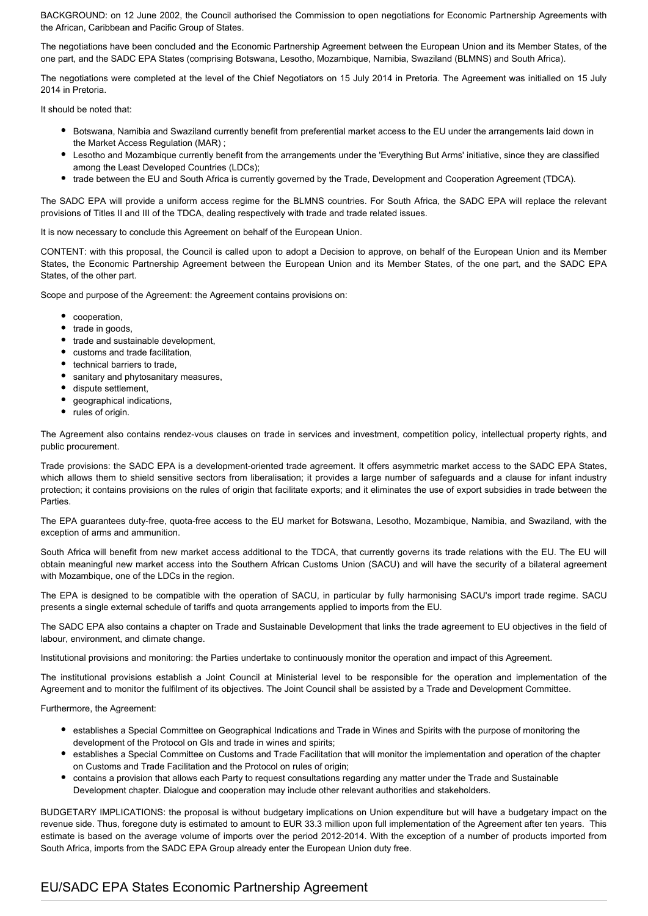BACKGROUND: on 12 June 2002, the Council authorised the Commission to open negotiations for Economic Partnership Agreements with the African, Caribbean and Pacific Group of States.

The negotiations have been concluded and the Economic Partnership Agreement between the European Union and its Member States, of the one part, and the SADC EPA States (comprising Botswana, Lesotho, Mozambique, Namibia, Swaziland (BLMNS) and South Africa).

The negotiations were completed at the level of the Chief Negotiators on 15 July 2014 in Pretoria. The Agreement was initialled on 15 July 2014 in Pretoria.

It should be noted that:

- Botswana, Namibia and Swaziland currently benefit from preferential market access to the EU under the arrangements laid down in the Market Access Regulation (MAR) ;
- Lesotho and Mozambique currently benefit from the arrangements under the 'Everything But Arms' initiative, since they are classified among the Least Developed Countries (LDCs);
- trade between the EU and South Africa is currently governed by the Trade, Development and Cooperation Agreement (TDCA).

The SADC EPA will provide a uniform access regime for the BLMNS countries. For South Africa, the SADC EPA will replace the relevant provisions of Titles II and III of the TDCA, dealing respectively with trade and trade related issues.

It is now necessary to conclude this Agreement on behalf of the European Union.

CONTENT: with this proposal, the Council is called upon to adopt a Decision to approve, on behalf of the European Union and its Member States, the Economic Partnership Agreement between the European Union and its Member States, of the one part, and the SADC EPA States, of the other part.

Scope and purpose of the Agreement: the Agreement contains provisions on:

- cooperation,
- trade in goods,
- trade and sustainable development,
- customs and trade facilitation,
- technical barriers to trade,
- sanitary and phytosanitary measures,
- dispute settlement,
- geographical indications,
- rules of origin.

The Agreement also contains rendez-vous clauses on trade in services and investment, competition policy, intellectual property rights, and public procurement.

Trade provisions: the SADC EPA is a development-oriented trade agreement. It offers asymmetric market access to the SADC EPA States, which allows them to shield sensitive sectors from liberalisation; it provides a large number of safeguards and a clause for infant industry protection; it contains provisions on the rules of origin that facilitate exports; and it eliminates the use of export subsidies in trade between the Parties.

The EPA guarantees duty-free, quota-free access to the EU market for Botswana, Lesotho, Mozambique, Namibia, and Swaziland, with the exception of arms and ammunition.

South Africa will benefit from new market access additional to the TDCA, that currently governs its trade relations with the EU. The EU will obtain meaningful new market access into the Southern African Customs Union (SACU) and will have the security of a bilateral agreement with Mozambique, one of the LDCs in the region.

The EPA is designed to be compatible with the operation of SACU, in particular by fully harmonising SACU's import trade regime. SACU presents a single external schedule of tariffs and quota arrangements applied to imports from the EU.

The SADC EPA also contains a chapter on Trade and Sustainable Development that links the trade agreement to EU objectives in the field of labour, environment, and climate change.

Institutional provisions and monitoring: the Parties undertake to continuously monitor the operation and impact of this Agreement.

The institutional provisions establish a Joint Council at Ministerial level to be responsible for the operation and implementation of the Agreement and to monitor the fulfilment of its objectives. The Joint Council shall be assisted by a Trade and Development Committee.

Furthermore, the Agreement:

- establishes a Special Committee on Geographical Indications and Trade in Wines and Spirits with the purpose of monitoring the development of the Protocol on GIs and trade in wines and spirits;
- establishes a Special Committee on Customs and Trade Facilitation that will monitor the implementation and operation of the chapter on Customs and Trade Facilitation and the Protocol on rules of origin;
- contains a provision that allows each Party to request consultations regarding any matter under the Trade and Sustainable Development chapter. Dialogue and cooperation may include other relevant authorities and stakeholders.

BUDGETARY IMPLICATIONS: the proposal is without budgetary implications on Union expenditure but will have a budgetary impact on the revenue side. Thus, foregone duty is estimated to amount to EUR 33.3 million upon full implementation of the Agreement after ten years. This estimate is based on the average volume of imports over the period 2012-2014. With the exception of a number of products imported from South Africa, imports from the SADC EPA Group already enter the European Union duty free.

## EU/SADC EPA States Economic Partnership Agreement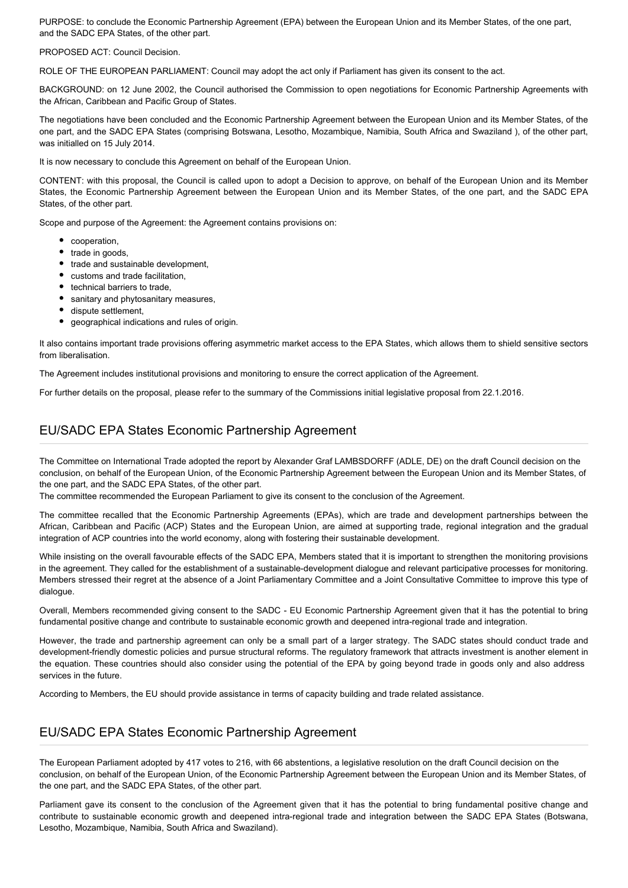PURPOSE: to conclude the Economic Partnership Agreement (EPA) between the European Union and its Member States, of the one part, and the SADC EPA States, of the other part.

PROPOSED ACT: Council Decision.

ROLE OF THE EUROPEAN PARLIAMENT: Council may adopt the act only if Parliament has given its consent to the act.

BACKGROUND: on 12 June 2002, the Council authorised the Commission to open negotiations for Economic Partnership Agreements with the African, Caribbean and Pacific Group of States.

The negotiations have been concluded and the Economic Partnership Agreement between the European Union and its Member States, of the one part, and the SADC EPA States (comprising Botswana, Lesotho, Mozambique, Namibia, South Africa and Swaziland ), of the other part, was initialled on 15 July 2014.

It is now necessary to conclude this Agreement on behalf of the European Union.

CONTENT: with this proposal, the Council is called upon to adopt a Decision to approve, on behalf of the European Union and its Member States, the Economic Partnership Agreement between the European Union and its Member States, of the one part, and the SADC EPA States, of the other part.

Scope and purpose of the Agreement: the Agreement contains provisions on:

- cooperation,
- trade in goods,
- trade and sustainable development,
- customs and trade facilitation,
- technical barriers to trade,
- sanitary and phytosanitary measures,
- dispute settlement,
- geographical indications and rules of origin.

It also contains important trade provisions offering asymmetric market access to the EPA States, which allows them to shield sensitive sectors from liberalisation.

The Agreement includes institutional provisions and monitoring to ensure the correct application of the Agreement.

For further details on the proposal, please refer to the summary of the Commissions initial legislative proposal from 22.1.2016.

## EU/SADC EPA States Economic Partnership Agreement

The Committee on International Trade adopted the report by Alexander Graf LAMBSDORFF (ADLE, DE) on the draft Council decision on the conclusion, on behalf of the European Union, of the Economic Partnership Agreement between the European Union and its Member States, of the one part, and the SADC EPA States, of the other part.
The committee recommended the European Parliament to give its consent to the conclusion of the Agreement.

The committee recalled that the Economic Partnership Agreements (EPAs), which are trade and development partnerships between the African, Caribbean and Pacific (ACP) States and the European Union, are aimed at supporting trade, regional integration and the gradual integration of ACP countries into the world economy, along with fostering their sustainable development.

While insisting on the overall favourable effects of the SADC EPA, Members stated that it is important to strengthen the monitoring provisions in the agreement. They called for the establishment of a sustainable-development dialogue and relevant participative processes for monitoring. Members stressed their regret at the absence of a Joint Parliamentary Committee and a Joint Consultative Committee to improve this type of dialogue.

Overall, Members recommended giving consent to the SADC - EU Economic Partnership Agreement given that it has the potential to bring fundamental positive change and contribute to sustainable economic growth and deepened intra-regional trade and integration.

However, the trade and partnership agreement can only be a small part of a larger strategy. The SADC states should conduct trade and development-friendly domestic policies and pursue structural reforms. The regulatory framework that attracts investment is another element in the equation. These countries should also consider using the potential of the EPA by going beyond trade in goods only and also address services in the future.

According to Members, the EU should provide assistance in terms of capacity building and trade related assistance.

## EU/SADC EPA States Economic Partnership Agreement

The European Parliament adopted by 417 votes to 216, with 66 abstentions, a legislative resolution on the draft Council decision on the conclusion, on behalf of the European Union, of the Economic Partnership Agreement between the European Union and its Member States, of the one part, and the SADC EPA States, of the other part.

Parliament gave its consent to the conclusion of the Agreement given that it has the potential to bring fundamental positive change and contribute to sustainable economic growth and deepened intra-regional trade and integration between the SADC EPA States (Botswana, Lesotho, Mozambique, Namibia, South Africa and Swaziland).